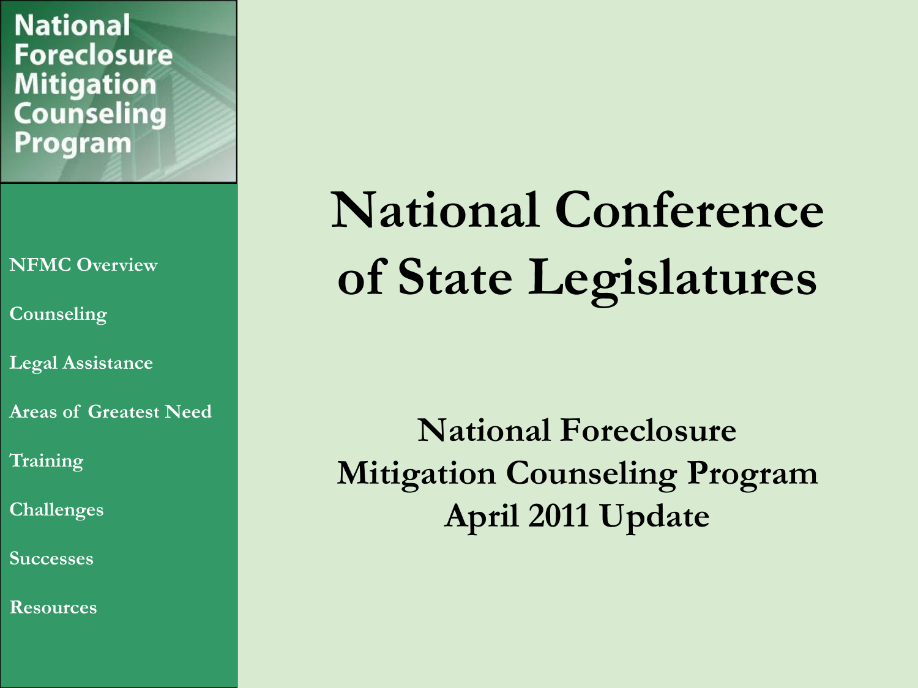National Foreclosure Mitigation Counseling Program

- NFMC Overview
- Counseling
- Legal Assistance
- Areas of Greatest Need
- Training
- Challenges
- Successes
- Resources

# National Conference of State Legislatures

## National Foreclosure Mitigation Counseling Program April 2011 Update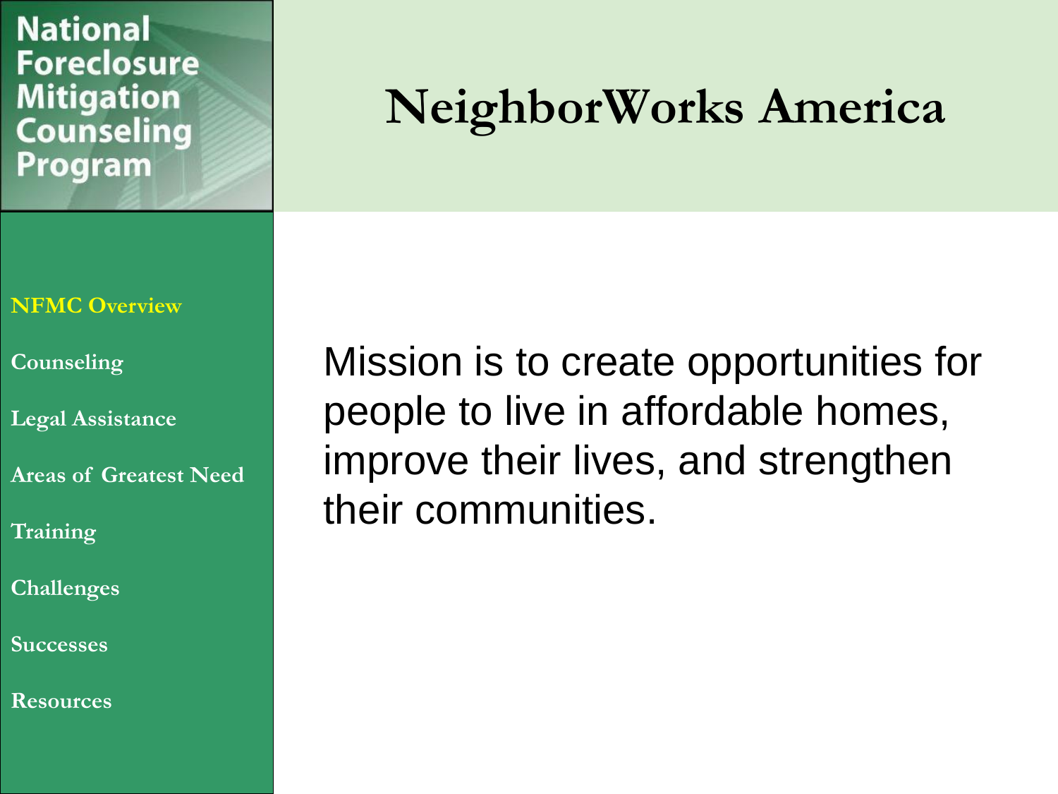National Foreclosure Mitigation Counseling Program

# NeighborWorks America

- NFMC Overview
- Counseling
- Legal Assistance
- Areas of Greatest Need
- Training
- Challenges
- Successes
- Resources

Mission is to create opportunities for people to live in affordable homes, improve their lives, and strengthen their communities.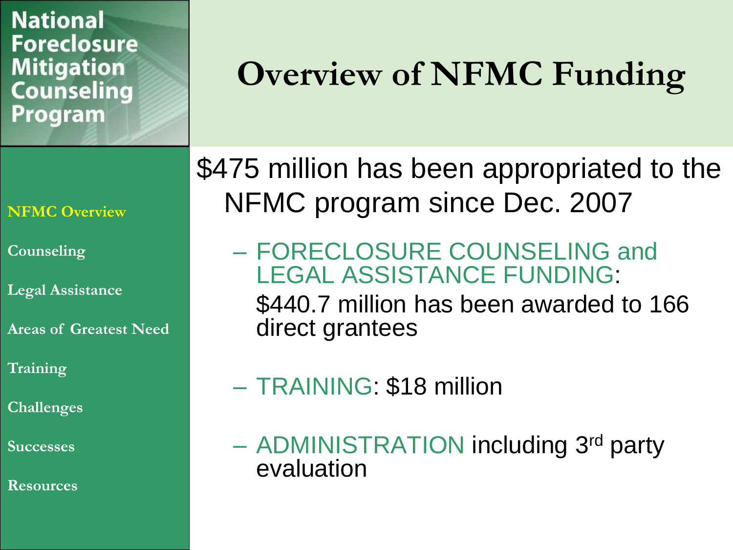National Foreclosure Mitigation Counseling Program

# Overview of NFMC Funding

- NFMC Overview
- Counseling
- Legal Assistance
- Areas of Greatest Need
- Training
- Challenges
- Successes
- Resources

$475 million has been appropriated to the NFMC program since Dec. 2007

- FORECLOSURE COUNSELING and LEGAL ASSISTANCE FUNDING: $440.7 million has been awarded to 166 direct grantees
- TRAINING: $18 million
- ADMINISTRATION including 3rd party evaluation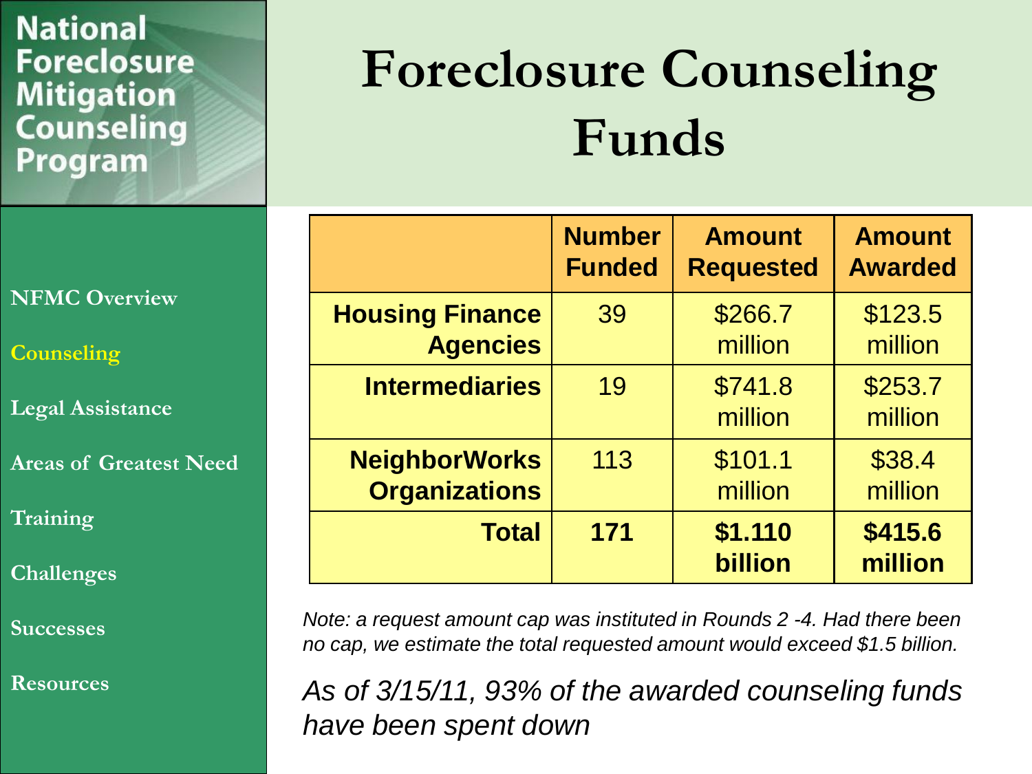National Foreclosure Mitigation Counseling Program

# Foreclosure Counseling Funds

- NFMC Overview
- Counseling
- Legal Assistance
- Areas of Greatest Need
- Training
- Challenges
- Successes
- Resources

| | Number Funded | Amount Requested | Amount Awarded |
|---|---|---|---|
| **Housing Finance Agencies** | 39 | $266.7 million | $123.5 million |
| **Intermediaries** | 19 | $741.8 million | $253.7 million |
| **NeighborWorks Organizations** | 113 | $101.1 million | $38.4 million |
| **Total** | **171** | **$1.110 billion** | **$415.6 million** |

*Note: a request amount cap was instituted in Rounds 2 -4. Had there been no cap, we estimate the total requested amount would exceed $1.5 billion.*

*As of 3/15/11, 93% of the awarded counseling funds have been spent down*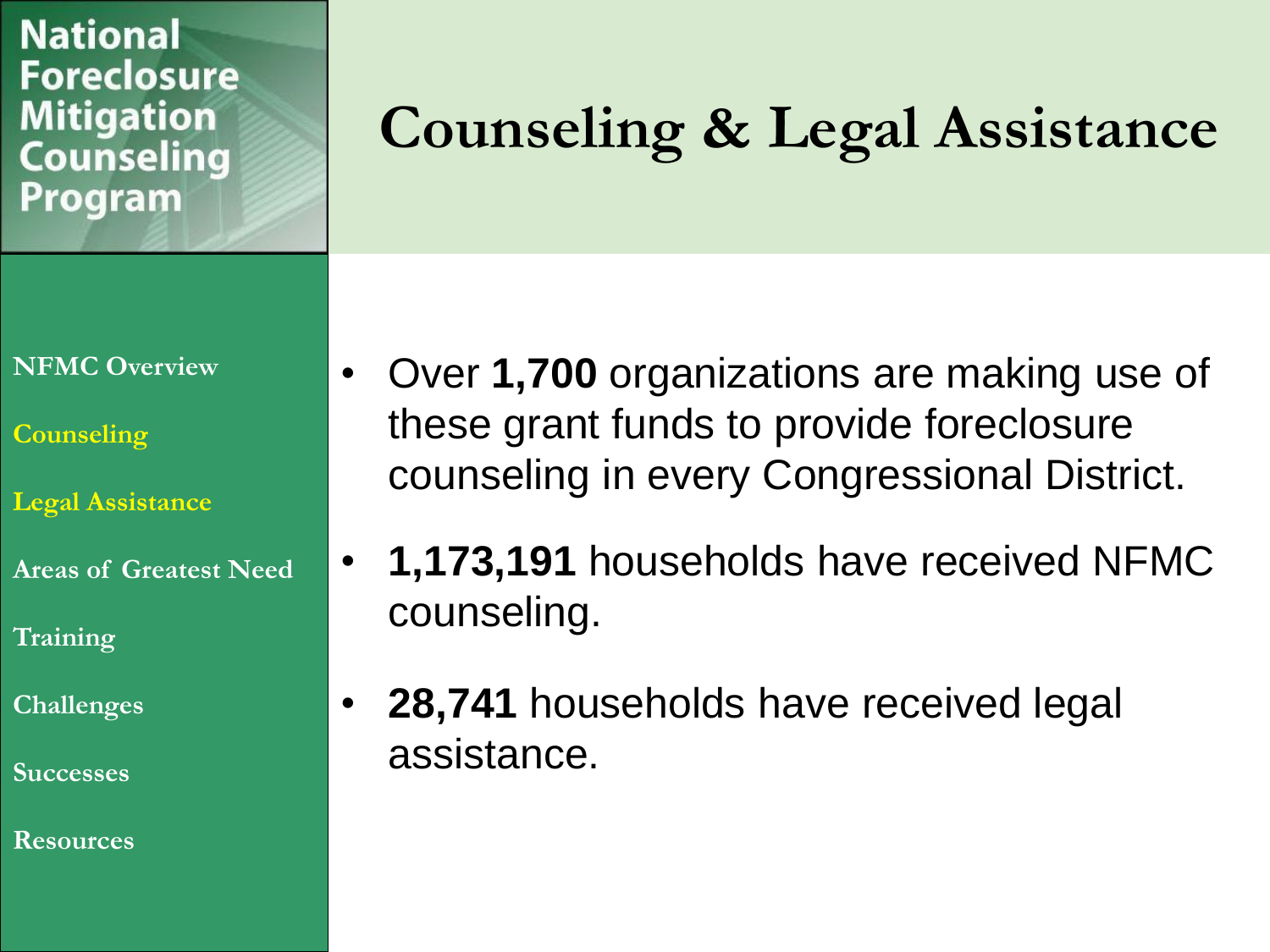National Foreclosure Mitigation Counseling Program

# Counseling & Legal Assistance

- NFMC Overview
- Counseling
- Legal Assistance
- Areas of Greatest Need
- Training
- Challenges
- Successes
- Resources

- Over **1,700** organizations are making use of these grant funds to provide foreclosure counseling in every Congressional District.
- **1,173,191** households have received NFMC counseling.
- **28,741** households have received legal assistance.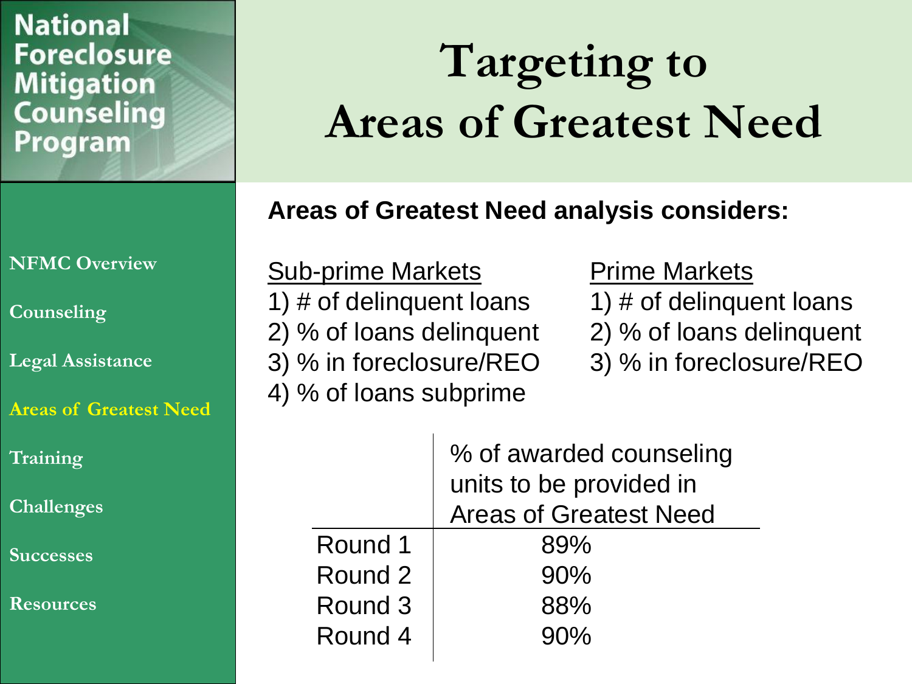National Foreclosure Mitigation Counseling Program

# Targeting to Areas of Greatest Need

- NFMC Overview
- Counseling
- Legal Assistance
- Areas of Greatest Need
- Training
- Challenges
- Successes
- Resources

**Areas of Greatest Need analysis considers:**

Sub-prime Markets
1) # of delinquent loans
2) % of loans delinquent
3) % in foreclosure/REO
4) % of loans subprime

Prime Markets
1) # of delinquent loans
2) % of loans delinquent
3) % in foreclosure/REO

| | % of awarded counseling units to be provided in Areas of Greatest Need |
|---|---|
| Round 1 | 89% |
| Round 2 | 90% |
| Round 3 | 88% |
| Round 4 | 90% |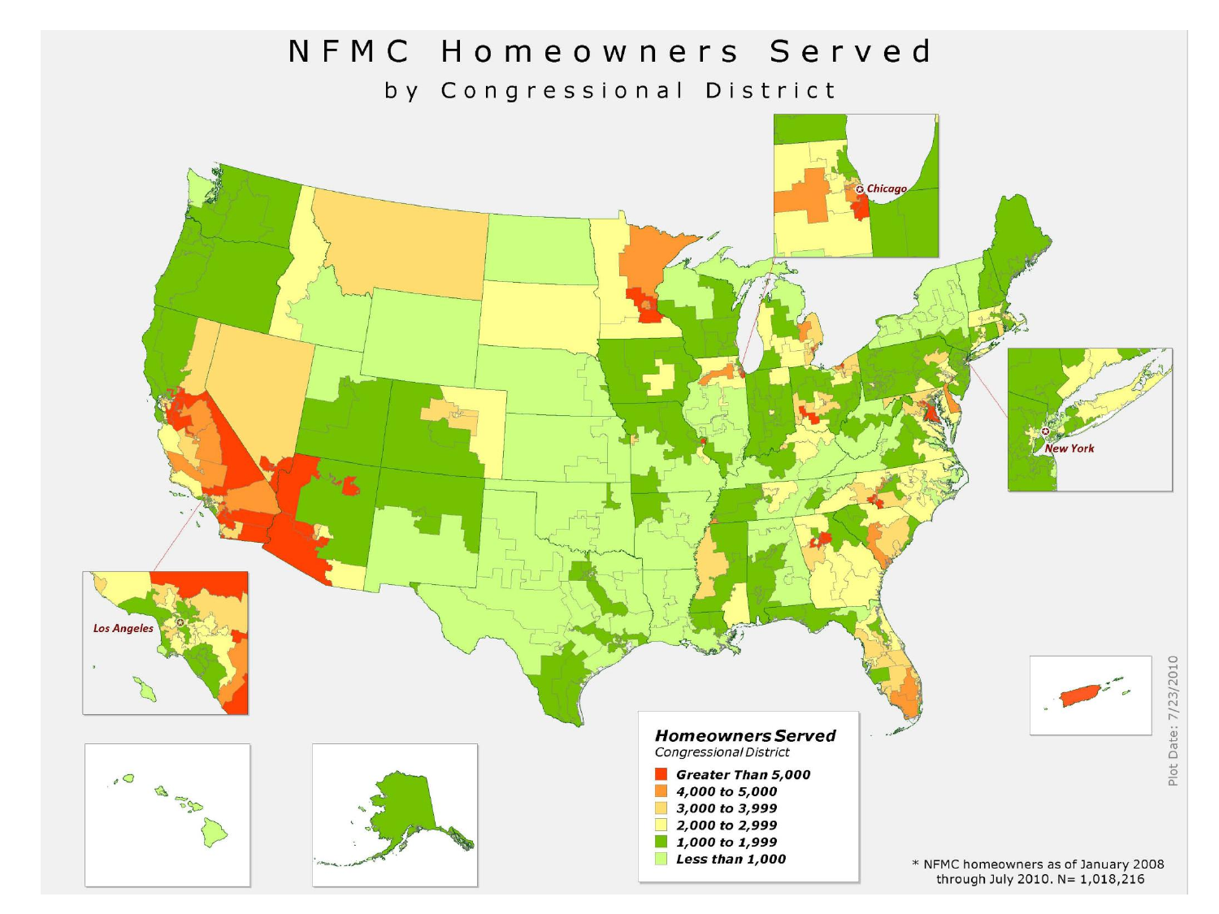# NFMC Homeowners Served

## by Congressional District

Chicago

New York

Los Angeles

**Homeowners Served**
*Congressional District*

**Greater Than 5,000**
**4,000 to 5,000**
**3,000 to 3,999**
**2,000 to 2,999**
**1,000 to 1,999**
**Less than 1,000**

Plot Date: 7/23/2010

* NFMC homeowners as of January 2008 through July 2010. N= 1,018,216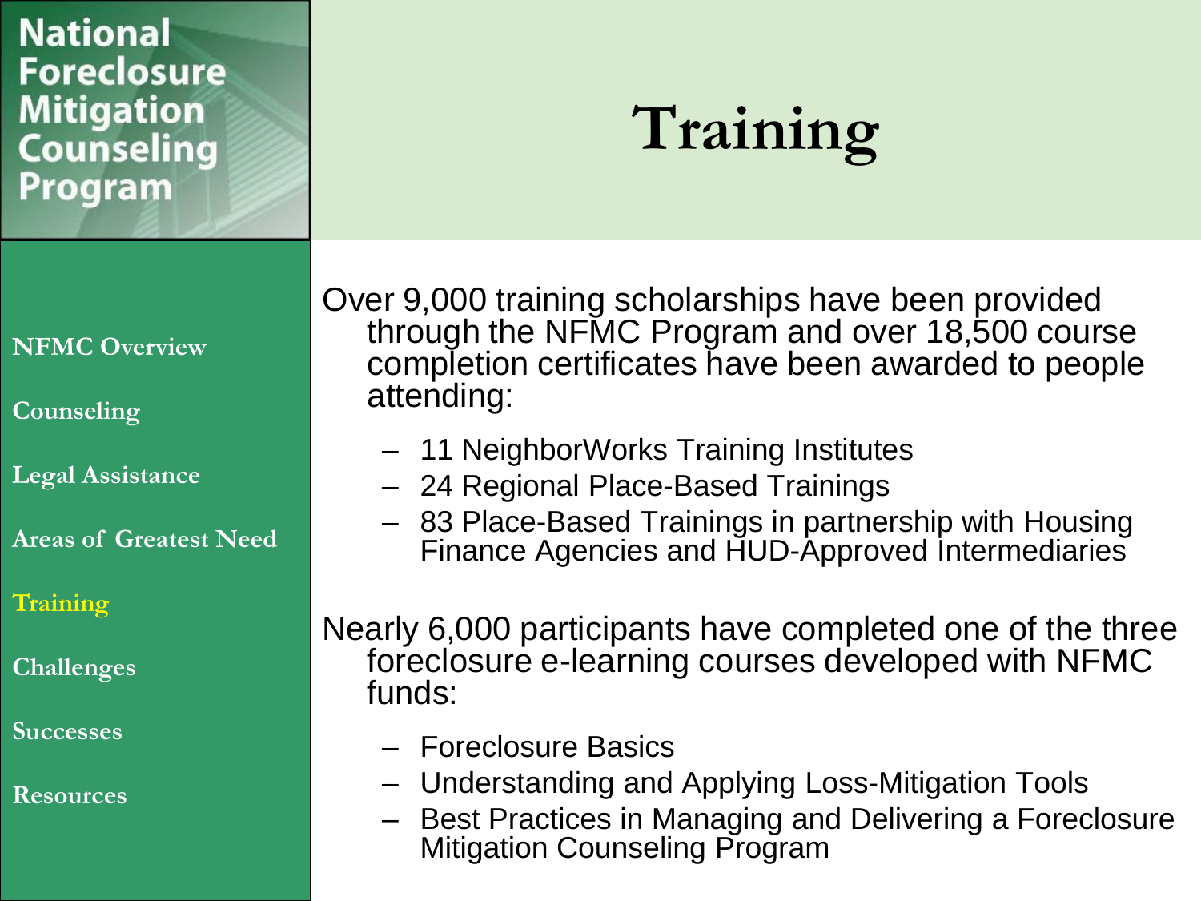National Foreclosure Mitigation Counseling Program

# Training

- NFMC Overview
- Counseling
- Legal Assistance
- Areas of Greatest Need
- Training
- Challenges
- Successes
- Resources

Over 9,000 training scholarships have been provided through the NFMC Program and over 18,500 course completion certificates have been awarded to people attending:

- 11 NeighborWorks Training Institutes
- 24 Regional Place-Based Trainings
- 83 Place-Based Trainings in partnership with Housing Finance Agencies and HUD-Approved Intermediaries

Nearly 6,000 participants have completed one of the three foreclosure e-learning courses developed with NFMC funds:

- Foreclosure Basics
- Understanding and Applying Loss-Mitigation Tools
- Best Practices in Managing and Delivering a Foreclosure Mitigation Counseling Program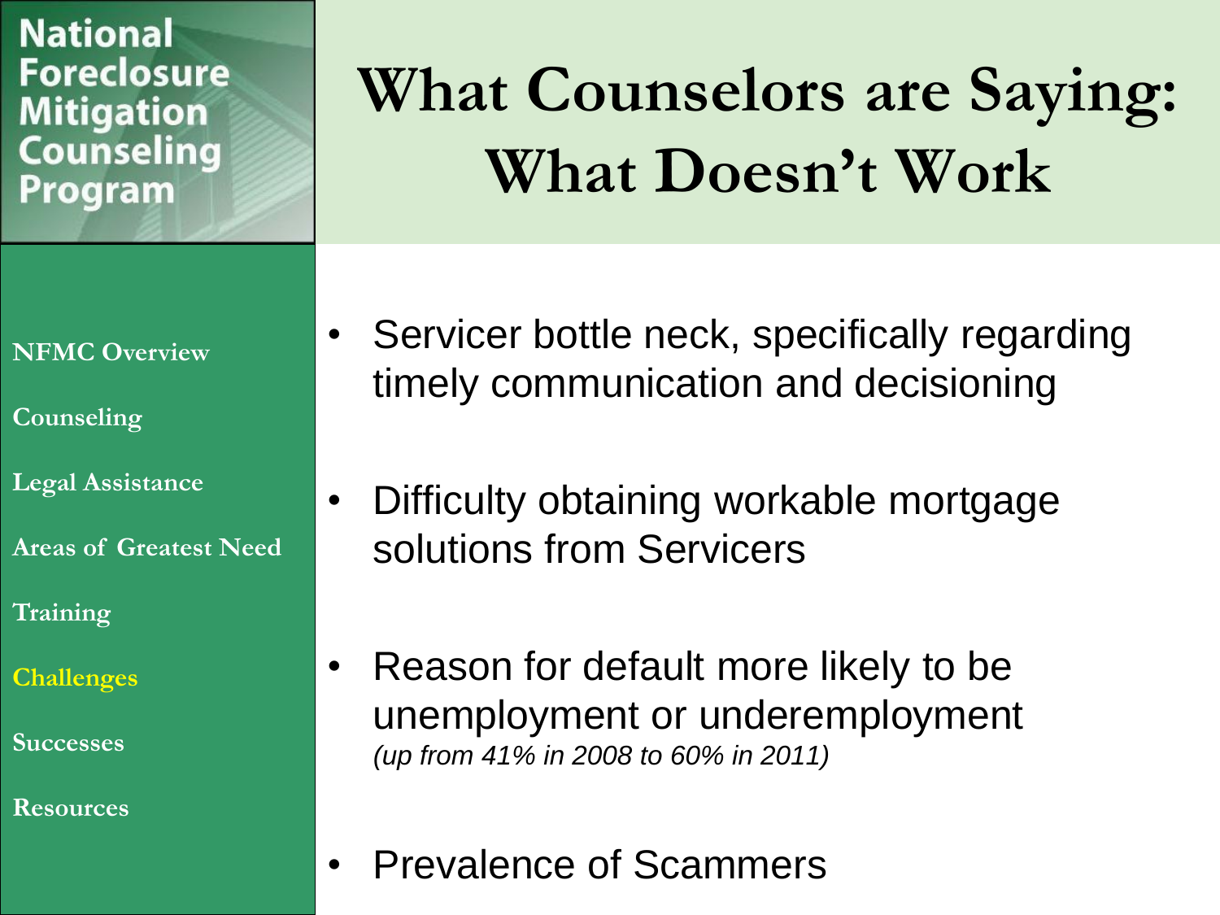National Foreclosure Mitigation Counseling Program

# What Counselors are Saying: What Doesn't Work

- NFMC Overview
- Counseling
- Legal Assistance
- Areas of Greatest Need
- Training
- Challenges
- Successes
- Resources

- Servicer bottle neck, specifically regarding timely communication and decisioning
- Difficulty obtaining workable mortgage solutions from Servicers
- Reason for default more likely to be unemployment or underemployment *(up from 41% in 2008 to 60% in 2011)*
- Prevalence of Scammers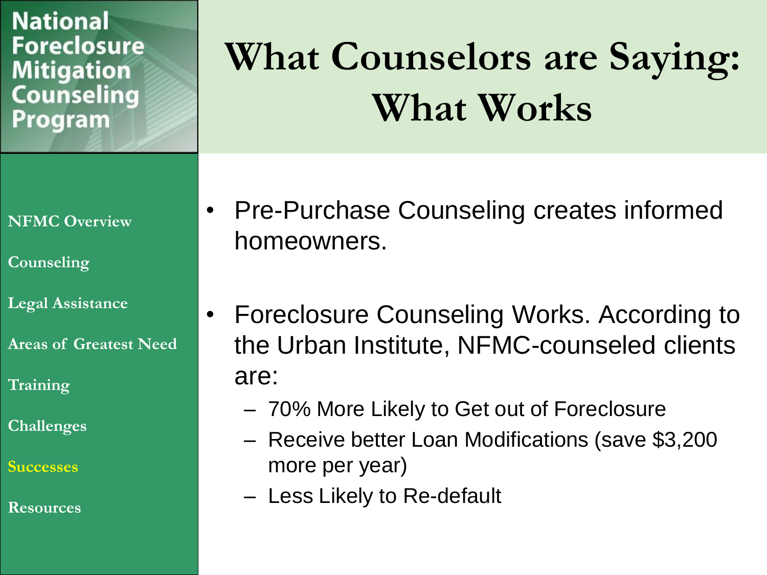National Foreclosure Mitigation Counseling Program

# What Counselors are Saying: What Works

- NFMC Overview
- Counseling
- Legal Assistance
- Areas of Greatest Need
- Training
- Challenges
- Successes
- Resources

- Pre-Purchase Counseling creates informed homeowners.
- Foreclosure Counseling Works. According to the Urban Institute, NFMC-counseled clients are:
  - 70% More Likely to Get out of Foreclosure
  - Receive better Loan Modifications (save $3,200 more per year)
  - Less Likely to Re-default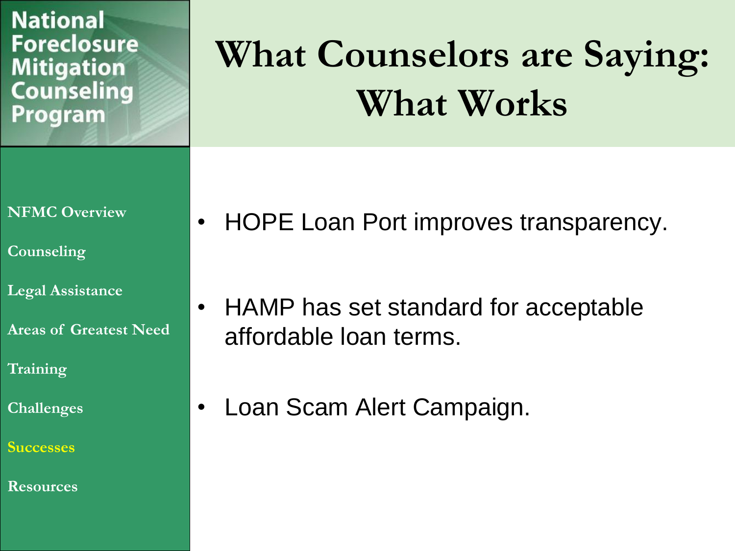National Foreclosure Mitigation Counseling Program

# What Counselors are Saying: What Works

- NFMC Overview
- Counseling
- Legal Assistance
- Areas of Greatest Need
- Training
- Challenges
- Successes
- Resources

- HOPE Loan Port improves transparency.
- HAMP has set standard for acceptable affordable loan terms.
- Loan Scam Alert Campaign.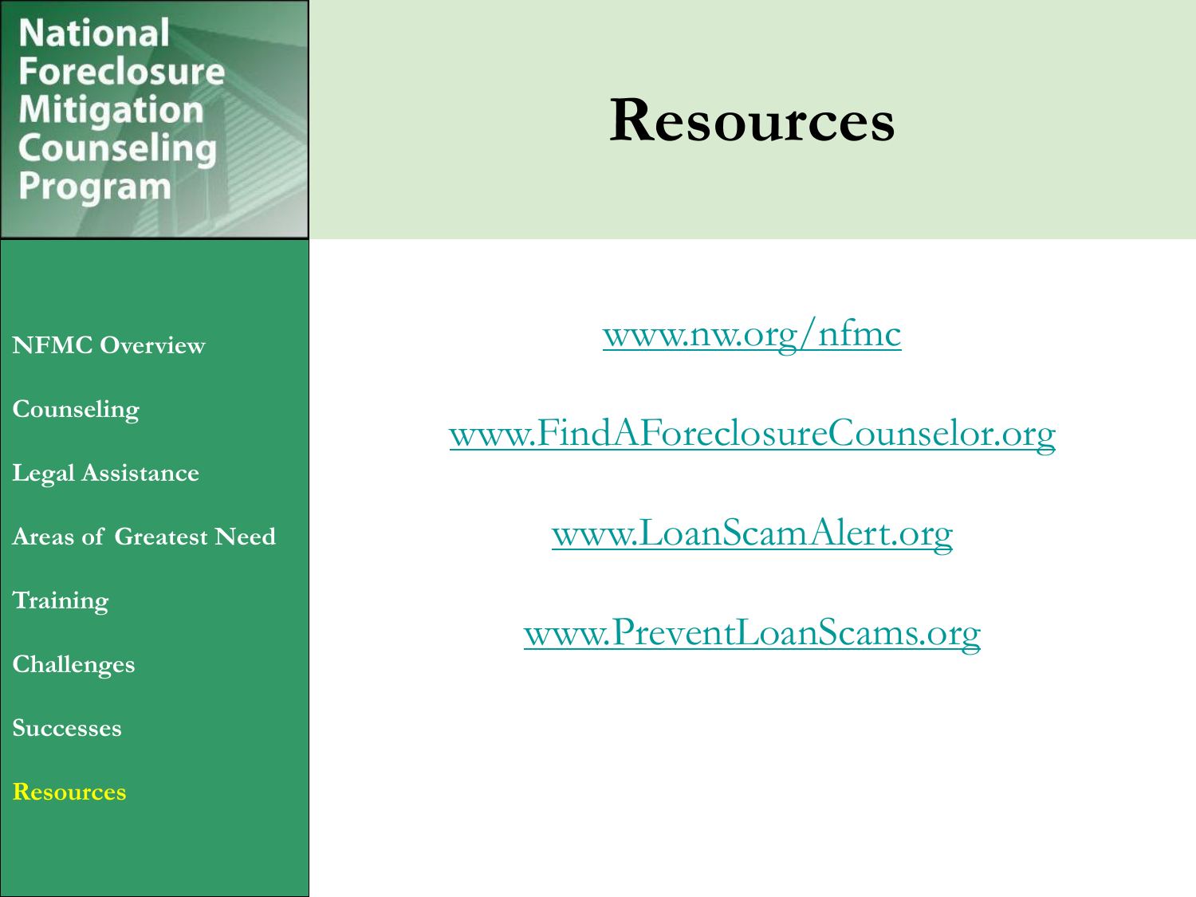National Foreclosure Mitigation Counseling Program

# Resources

- NFMC Overview
- Counseling
- Legal Assistance
- Areas of Greatest Need
- Training
- Challenges
- Successes
- Resources

www.nw.org/nfmc

www.FindAForeclosureCounselor.org

www.LoanScamAlert.org

www.PreventLoanScams.org